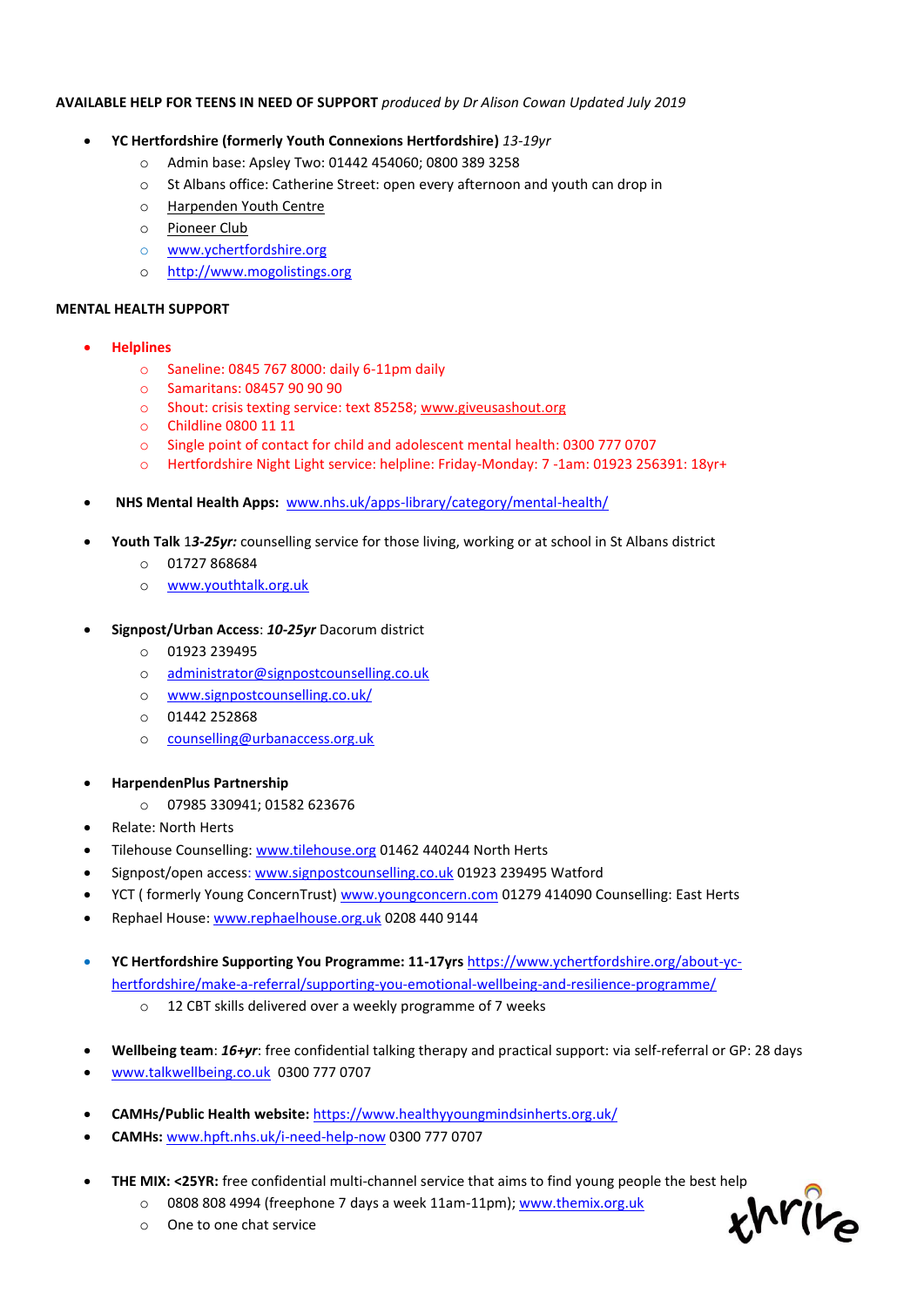**AVAILABLE HELP FOR TEENS IN NEED OF SUPPORT** *produced by Dr Alison Cowan Updated July 2019*

- **YC Hertfordshire (formerly Youth Connexions Hertfordshire)** *13-19yr*
  - Admin base: Apsley Two: 01442 454060; 0800 389 3258
  - St Albans office: Catherine Street: open every afternoon and youth can drop in
  - Harpenden Youth Centre
  - Pioneer Club
  - www.ychertfordshire.org
  - http://www.mogolistings.org

**MENTAL HEALTH SUPPORT**

- **Helplines**
  - Saneline: 0845 767 8000: daily 6-11pm daily
  - Samaritans: 08457 90 90 90
  - Shout: crisis texting service: text 85258; www.giveusashout.org
  - Childline 0800 11 11
  - Single point of contact for child and adolescent mental health: 0300 777 0707
  - Hertfordshire Night Light service: helpline: Friday-Monday: 7 -1am: 01923 256391: 18yr+

- **NHS Mental Health Apps:** www.nhs.uk/apps-library/category/mental-health/

- **Youth Talk** 1***3-25yr:*** counselling service for those living, working or at school in St Albans district
  - 01727 868684
  - www.youthtalk.org.uk

- **Signpost/Urban Access**: ***10-25yr*** Dacorum district
  - 01923 239495
  - administrator@signpostcounselling.co.uk
  - www.signpostcounselling.co.uk/
  - 01442 252868
  - counselling@urbanaccess.org.uk

- **HarpendenPlus Partnership**
  - 07985 330941; 01582 623676
- Relate: North Herts
- Tilehouse Counselling: www.tilehouse.org 01462 440244 North Herts
- Signpost/open access: www.signpostcounselling.co.uk 01923 239495 Watford
- YCT ( formerly Young ConcernTrust) www.youngconcern.com 01279 414090 Counselling: East Herts
- Rephael House: www.rephaelhouse.org.uk 0208 440 9144

- **YC Hertfordshire Supporting You Programme: 11-17yrs** https://www.ychertfordshire.org/about-yc-hertfordshire/make-a-referral/supporting-you-emotional-wellbeing-and-resilience-programme/
  - 12 CBT skills delivered over a weekly programme of 7 weeks

- **Wellbeing team**: ***16+yr***: free confidential talking therapy and practical support: via self-referral or GP: 28 days
- www.talkwellbeing.co.uk 0300 777 0707

- **CAMHs/Public Health website:** https://www.healthyyoungmindsinherts.org.uk/
- **CAMHs:** www.hpft.nhs.uk/i-need-help-now 0300 777 0707

- **THE MIX: <25YR:** free confidential multi-channel service that aims to find young people the best help
  - 0808 808 4994 (freephone 7 days a week 11am-11pm); www.themix.org.uk
  - One to one chat service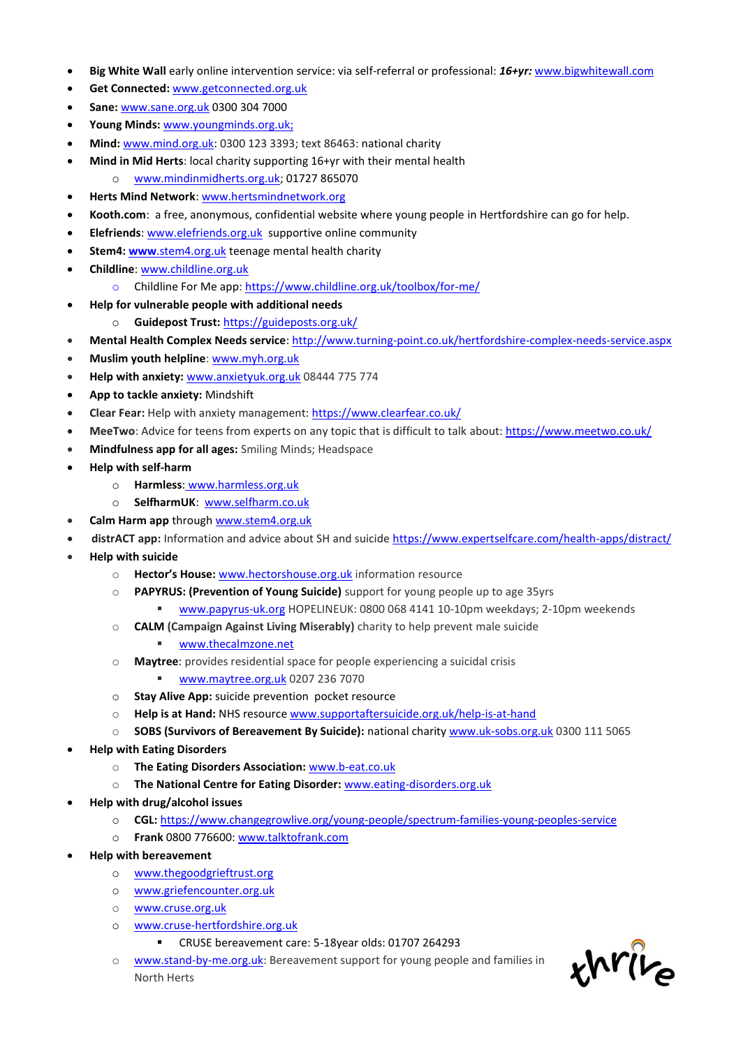- **Big White Wall** early online intervention service: via self-referral or professional: ***16+yr:*** www.bigwhitewall.com
- **Get Connected:** www.getconnected.org.uk
- **Sane:** www.sane.org.uk 0300 304 7000
- **Young Minds:** www.youngminds.org.uk;
- **Mind:** www.mind.org.uk: 0300 123 3393; text 86463: national charity
- **Mind in Mid Herts**: local charity supporting 16+yr with their mental health
  - www.mindinmidherts.org.uk; 01727 865070
- **Herts Mind Network**: www.hertsmindnetwork.org
- **Kooth.com**: a free, anonymous, confidential website where young people in Hertfordshire can go for help.
- **Elefriends**: www.elefriends.org.uk supportive online community
- **Stem4:** **www**.stem4.org.uk teenage mental health charity
- **Childline**: www.childline.org.uk
  - Childline For Me app: https://www.childline.org.uk/toolbox/for-me/
- **Help for vulnerable people with additional needs**
  - **Guidepost Trust:** https://guideposts.org.uk/
- **Mental Health Complex Needs service**: http://www.turning-point.co.uk/hertfordshire-complex-needs-service.aspx
- **Muslim youth helpline**: www.myh.org.uk
- **Help with anxiety:** www.anxietyuk.org.uk 08444 775 774
- **App to tackle anxiety:** Mindshift
- **Clear Fear:** Help with anxiety management: https://www.clearfear.co.uk/
- **MeeTwo**: Advice for teens from experts on any topic that is difficult to talk about: https://www.meetwo.co.uk/
- **Mindfulness app for all ages:** Smiling Minds; Headspace
- **Help with self-harm**
  - **Harmless**: www.harmless.org.uk
  - **SelfharmUK**: www.selfharm.co.uk
- **Calm Harm app** through www.stem4.org.uk
- **distrACT app:** Information and advice about SH and suicide https://www.expertselfcare.com/health-apps/distract/
- **Help with suicide**
  - **Hector's House:** www.hectorshouse.org.uk information resource
  - **PAPYRUS: (Prevention of Young Suicide)** support for young people up to age 35yrs
    - www.papyrus-uk.org HOPELINEUK: 0800 068 4141 10-10pm weekdays; 2-10pm weekends
  - **CALM (Campaign Against Living Miserably)** charity to help prevent male suicide
    - www.thecalmzone.net
  - **Maytree**: provides residential space for people experiencing a suicidal crisis
    - www.maytree.org.uk 0207 236 7070
  - **Stay Alive App:** suicide prevention pocket resource
  - **Help is at Hand:** NHS resource www.supportaftersuicide.org.uk/help-is-at-hand
  - **SOBS (Survivors of Bereavement By Suicide):** national charity www.uk-sobs.org.uk 0300 111 5065
- **Help with Eating Disorders**
  - **The Eating Disorders Association:** www.b-eat.co.uk
  - **The National Centre for Eating Disorder:** www.eating-disorders.org.uk
- **Help with drug/alcohol issues**
  - **CGL:** https://www.changegrowlive.org/young-people/spectrum-families-young-peoples-service
  - **Frank** 0800 776600: www.talktofrank.com
- **Help with bereavement**
  - www.thegoodgrieftrust.org
  - www.griefencounter.org.uk
  - www.cruse.org.uk
  - www.cruse-hertfordshire.org.uk
    - CRUSE bereavement care: 5-18year olds: 01707 264293
  - www.stand-by-me.org.uk: Bereavement support for young people and families in North Herts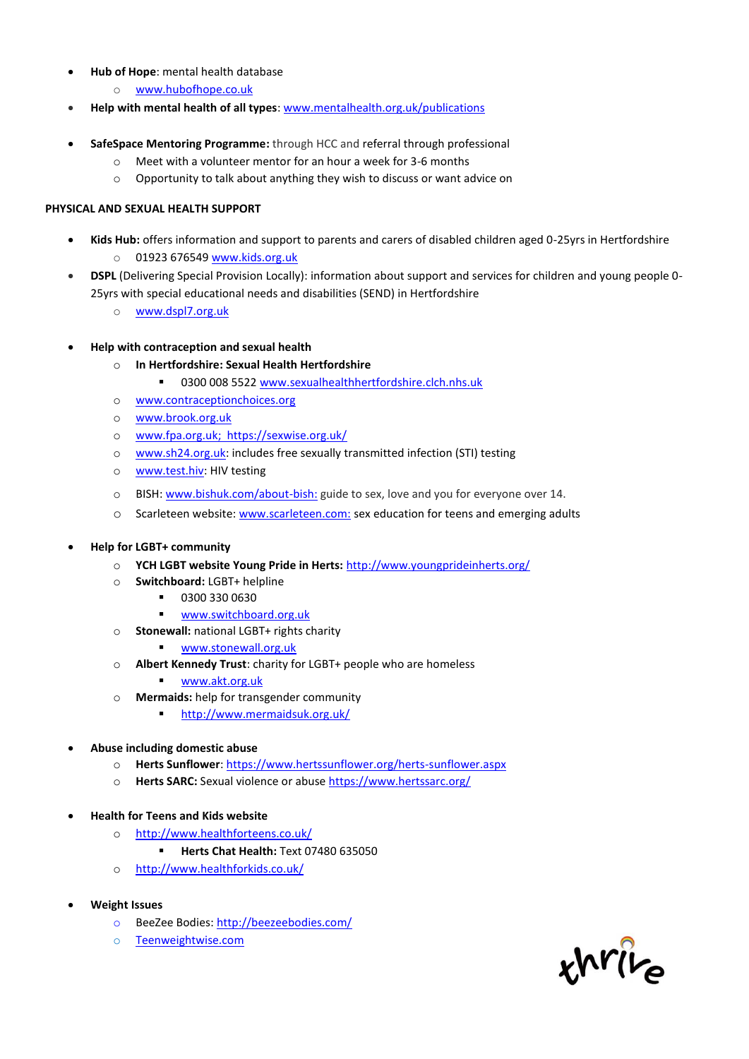- **Hub of Hope**: mental health database
  - www.hubofhope.co.uk
- **Help with mental health of all types**: www.mentalhealth.org.uk/publications

- **SafeSpace Mentoring Programme:** through HCC and referral through professional
  - Meet with a volunteer mentor for an hour a week for 3-6 months
  - Opportunity to talk about anything they wish to discuss or want advice on

**PHYSICAL AND SEXUAL HEALTH SUPPORT**

- **Kids Hub:** offers information and support to parents and carers of disabled children aged 0-25yrs in Hertfordshire
  - 01923 676549 www.kids.org.uk
- **DSPL** (Delivering Special Provision Locally): information about support and services for children and young people 0-25yrs with special educational needs and disabilities (SEND) in Hertfordshire
  - www.dspl7.org.uk

- **Help with contraception and sexual health**
  - **In Hertfordshire: Sexual Health Hertfordshire**
    - 0300 008 5522 www.sexualhealthhertfordshire.clch.nhs.uk
  - www.contraceptionchoices.org
  - www.brook.org.uk
  - www.fpa.org.uk; https://sexwise.org.uk/
  - www.sh24.org.uk: includes free sexually transmitted infection (STI) testing
  - www.test.hiv: HIV testing
  - BISH: www.bishuk.com/about-bish: guide to sex, love and you for everyone over 14.
  - Scarleteen website: www.scarleteen.com: sex education for teens and emerging adults

- **Help for LGBT+ community**
  - **YCH LGBT website Young Pride in Herts:** http://www.youngprideinherts.org/
  - **Switchboard:** LGBT+ helpline
    - 0300 330 0630
    - www.switchboard.org.uk
  - **Stonewall:** national LGBT+ rights charity
    - www.stonewall.org.uk
  - **Albert Kennedy Trust**: charity for LGBT+ people who are homeless
    - www.akt.org.uk
  - **Mermaids:** help for transgender community
    - http://www.mermaidsuk.org.uk/

- **Abuse including domestic abuse**
  - **Herts Sunflower**: https://www.hertssunflower.org/herts-sunflower.aspx
  - **Herts SARC:** Sexual violence or abuse https://www.hertssarc.org/

- **Health for Teens and Kids website**
  - http://www.healthforteens.co.uk/
    - **Herts Chat Health:** Text 07480 635050
  - http://www.healthforkids.co.uk/

- **Weight Issues**
  - BeeZee Bodies: http://beezeebodies.com/
  - Teenweightwise.com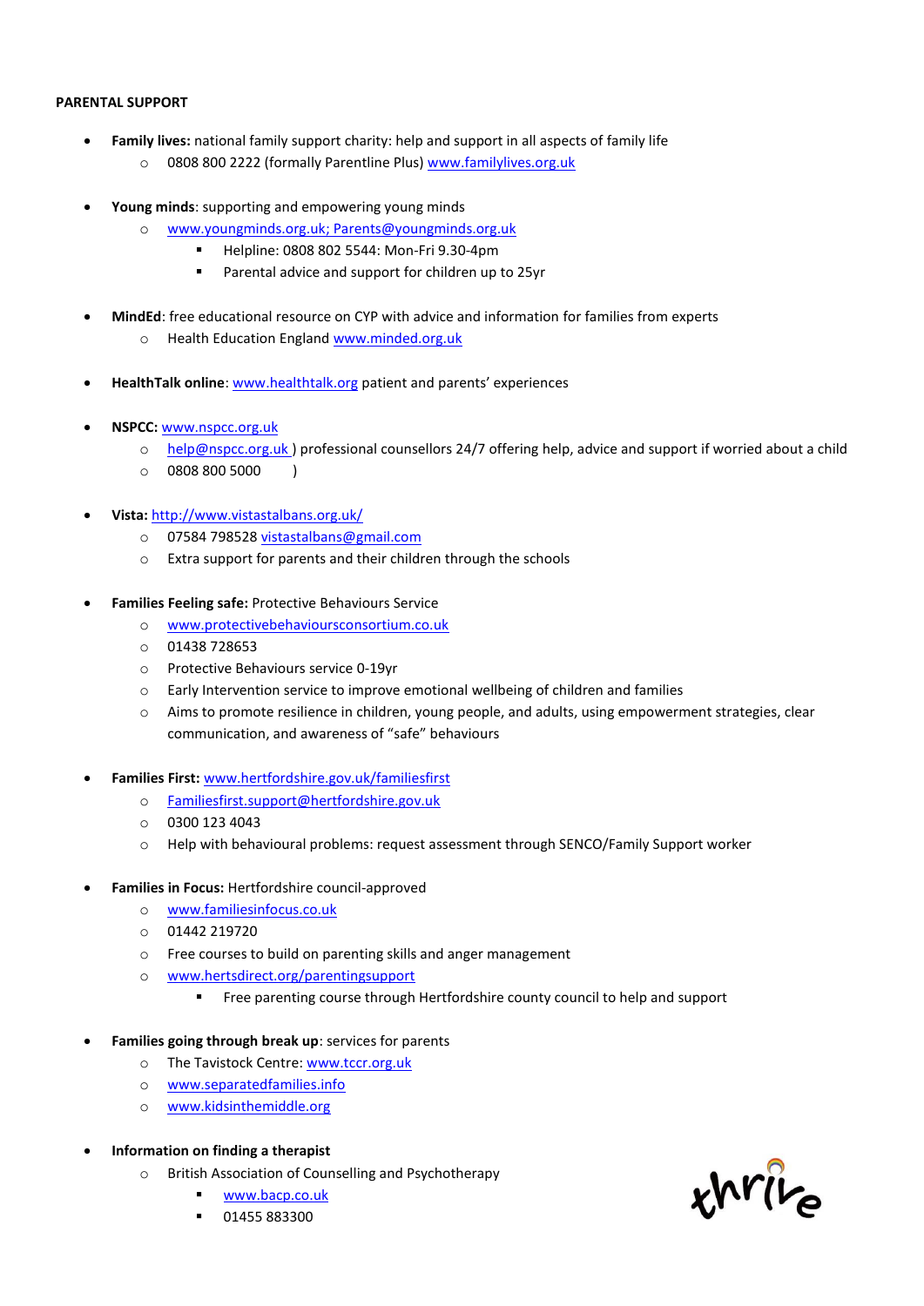**PARENTAL SUPPORT**

- **Family lives:** national family support charity: help and support in all aspects of family life
  - 0808 800 2222 (formally Parentline Plus) www.familylives.org.uk

- **Young minds**: supporting and empowering young minds
  - www.youngminds.org.uk; Parents@youngminds.org.uk
    - Helpline: 0808 802 5544: Mon-Fri 9.30-4pm
    - Parental advice and support for children up to 25yr

- **MindEd**: free educational resource on CYP with advice and information for families from experts
  - Health Education England www.minded.org.uk

- **HealthTalk online**: www.healthtalk.org patient and parents' experiences

- **NSPCC:** www.nspcc.org.uk
  - help@nspcc.org.uk ) professional counsellors 24/7 offering help, advice and support if worried about a child
  - 0808 800 5000 )

- **Vista:** http://www.vistastalbans.org.uk/
  - 07584 798528 vistastalbans@gmail.com
  - Extra support for parents and their children through the schools

- **Families Feeling safe:** Protective Behaviours Service
  - www.protectivebehavioursconsortium.co.uk
  - 01438 728653
  - Protective Behaviours service 0-19yr
  - Early Intervention service to improve emotional wellbeing of children and families
  - Aims to promote resilience in children, young people, and adults, using empowerment strategies, clear communication, and awareness of "safe" behaviours

- **Families First:** www.hertfordshire.gov.uk/familiesfirst
  - Familiesfirst.support@hertfordshire.gov.uk
  - 0300 123 4043
  - Help with behavioural problems: request assessment through SENCO/Family Support worker

- **Families in Focus:** Hertfordshire council-approved
  - www.familiesinfocus.co.uk
  - 01442 219720
  - Free courses to build on parenting skills and anger management
  - www.hertsdirect.org/parentingsupport
    - Free parenting course through Hertfordshire county council to help and support

- **Families going through break up**: services for parents
  - The Tavistock Centre: www.tccr.org.uk
  - www.separatedfamilies.info
  - www.kidsinthemiddle.org

- **Information on finding a therapist**
  - British Association of Counselling and Psychotherapy
    - www.bacp.co.uk
    - 01455 883300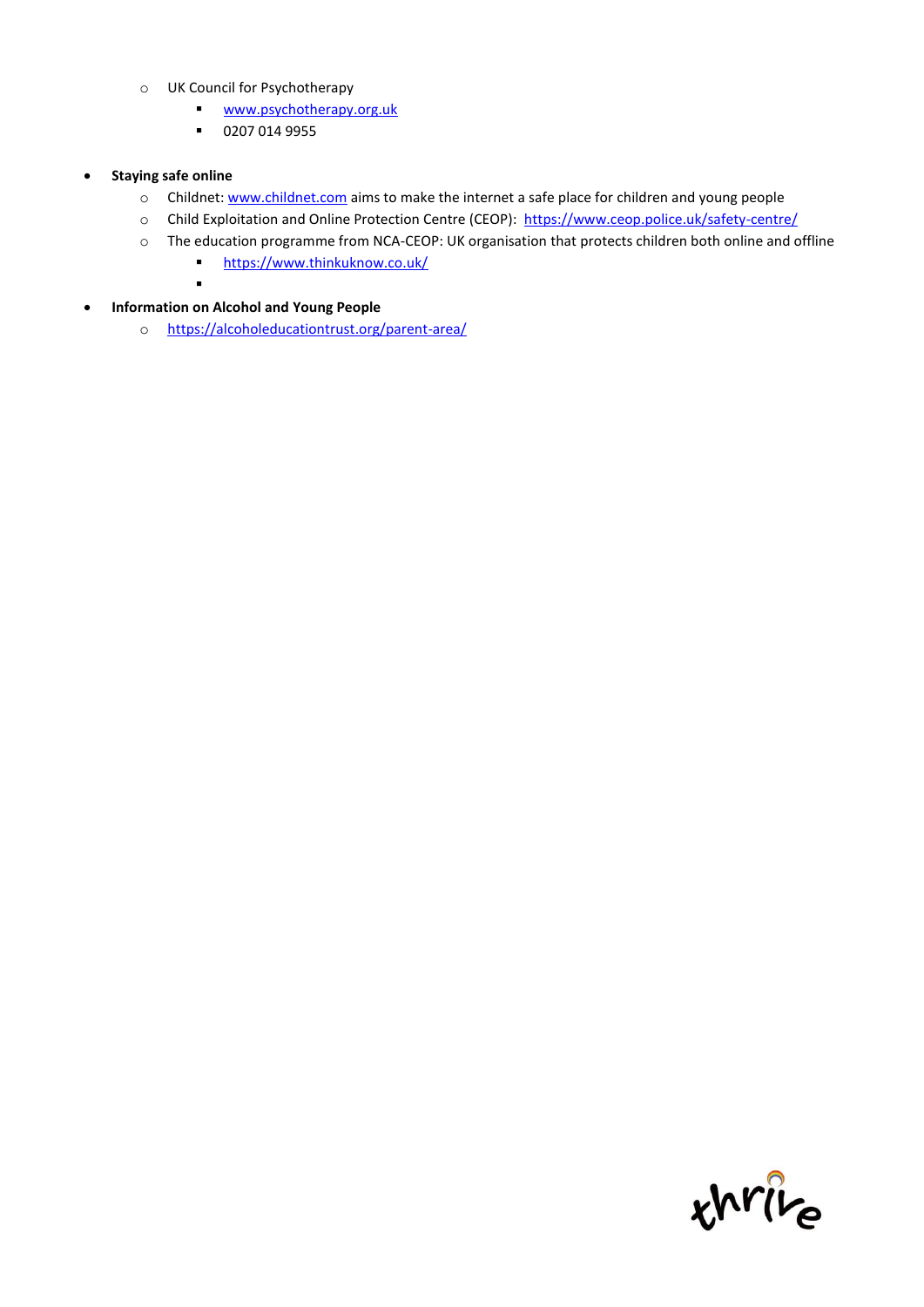- UK Council for Psychotherapy
    - www.psychotherapy.org.uk
    - 0207 014 9955

- **Staying safe online**
  - Childnet: www.childnet.com aims to make the internet a safe place for children and young people
  - Child Exploitation and Online Protection Centre (CEOP): https://www.ceop.police.uk/safety-centre/
  - The education programme from NCA-CEOP: UK organisation that protects children both online and offline
    - https://www.thinkuknow.co.uk/

- **Information on Alcohol and Young People**
  - https://alcoholeducationtrust.org/parent-area/